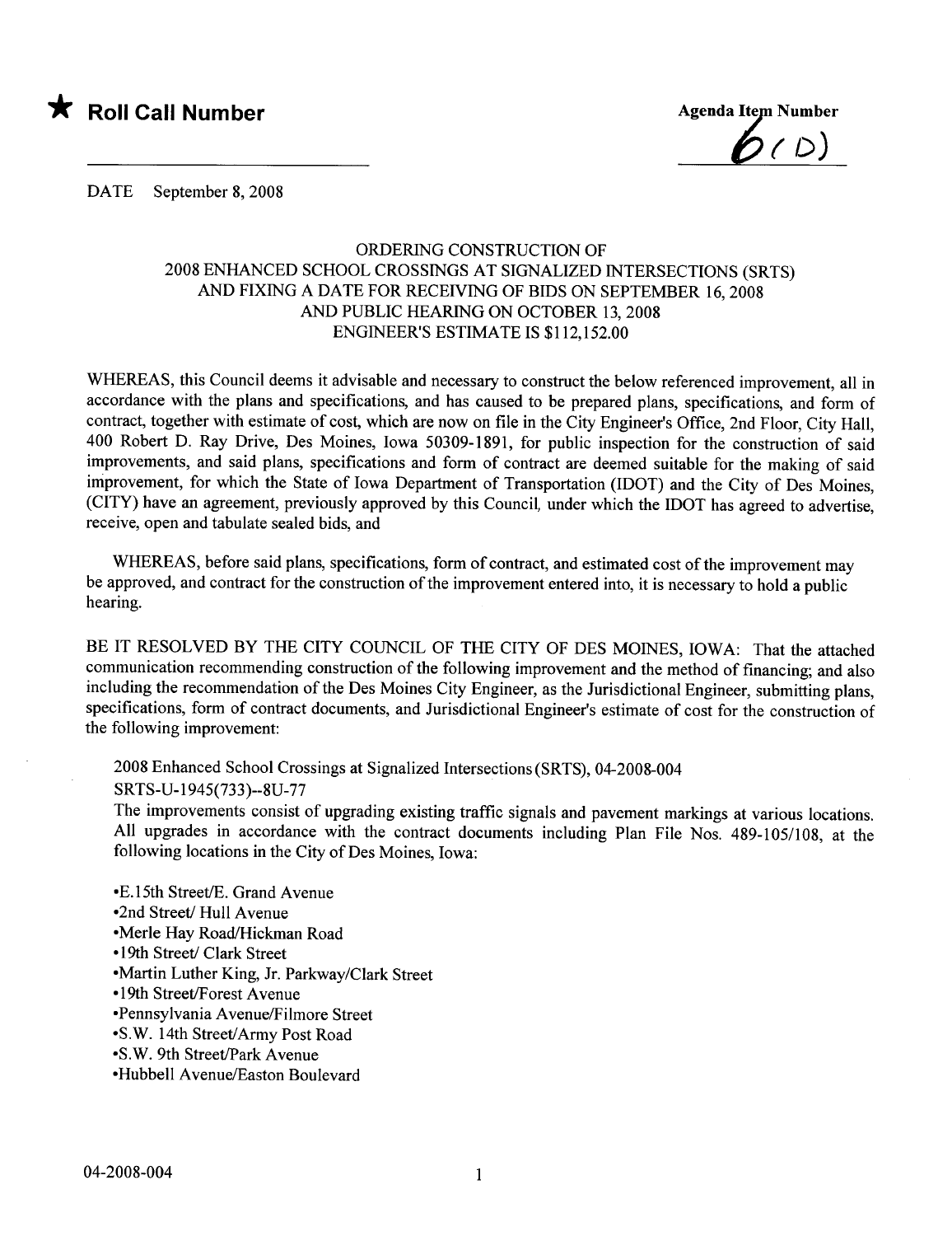★ **Roll Call Number**

**Agenda Item Number**
6(D)

DATE September 8, 2008

ORDERING CONSTRUCTION OF
2008 ENHANCED SCHOOL CROSSINGS AT SIGNALIZED INTERSECTIONS (SRTS)
AND FIXING A DATE FOR RECEIVING OF BIDS ON SEPTEMBER 16, 2008
AND PUBLIC HEARING ON OCTOBER 13, 2008
ENGINEER'S ESTIMATE IS $112,152.00

WHEREAS, this Council deems it advisable and necessary to construct the below referenced improvement, all in accordance with the plans and specifications, and has caused to be prepared plans, specifications, and form of contract, together with estimate of cost, which are now on file in the City Engineer's Office, 2nd Floor, City Hall, 400 Robert D. Ray Drive, Des Moines, Iowa 50309-1891, for public inspection for the construction of said improvements, and said plans, specifications and form of contract are deemed suitable for the making of said improvement, for which the State of Iowa Department of Transportation (IDOT) and the City of Des Moines, (CITY) have an agreement, previously approved by this Council, under which the IDOT has agreed to advertise, receive, open and tabulate sealed bids, and

WHEREAS, before said plans, specifications, form of contract, and estimated cost of the improvement may be approved, and contract for the construction of the improvement entered into, it is necessary to hold a public hearing.

BE IT RESOLVED BY THE CITY COUNCIL OF THE CITY OF DES MOINES, IOWA: That the attached communication recommending construction of the following improvement and the method of financing; and also including the recommendation of the Des Moines City Engineer, as the Jurisdictional Engineer, submitting plans, specifications, form of contract documents, and Jurisdictional Engineer's estimate of cost for the construction of the following improvement:

2008 Enhanced School Crossings at Signalized Intersections (SRTS), 04-2008-004
SRTS-U-1945(733)--8U-77
The improvements consist of upgrading existing traffic signals and pavement markings at various locations. All upgrades in accordance with the contract documents including Plan File Nos. 489-105/108, at the following locations in the City of Des Moines, Iowa:

- E.15th Street/E. Grand Avenue
- 2nd Street/ Hull Avenue
- Merle Hay Road/Hickman Road
- 19th Street/ Clark Street
- Martin Luther King, Jr. Parkway/Clark Street
- 19th Street/Forest Avenue
- Pennsylvania Avenue/Filmore Street
- S.W. 14th Street/Army Post Road
- S.W. 9th Street/Park Avenue
- Hubbell Avenue/Easton Boulevard

04-2008-004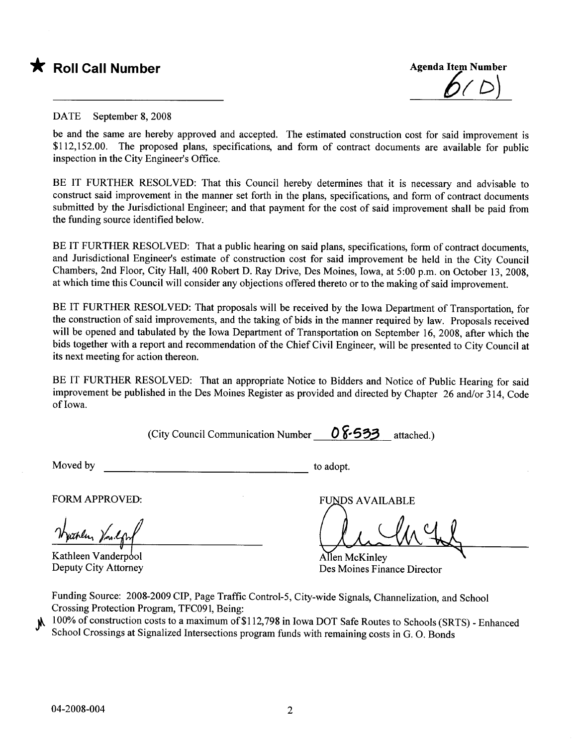★ **Roll Call Number**

**Agenda Item Number**

6(D)

DATE September 8, 2008

be and the same are hereby approved and accepted. The estimated construction cost for said improvement is $112,152.00. The proposed plans, specifications, and form of contract documents are available for public inspection in the City Engineer's Office.

BE IT FURTHER RESOLVED: That this Council hereby determines that it is necessary and advisable to construct said improvement in the manner set forth in the plans, specifications, and form of contract documents submitted by the Jurisdictional Engineer; and that payment for the cost of said improvement shall be paid from the funding source identified below.

BE IT FURTHER RESOLVED: That a public hearing on said plans, specifications, form of contract documents, and Jurisdictional Engineer's estimate of construction cost for said improvement be held in the City Council Chambers, 2nd Floor, City Hall, 400 Robert D. Ray Drive, Des Moines, Iowa, at 5:00 p.m. on October 13, 2008, at which time this Council will consider any objections offered thereto or to the making of said improvement.

BE IT FURTHER RESOLVED: That proposals will be received by the Iowa Department of Transportation, for the construction of said improvements, and the taking of bids in the manner required by law. Proposals received will be opened and tabulated by the Iowa Department of Transportation on September 16, 2008, after which the bids together with a report and recommendation of the Chief Civil Engineer, will be presented to City Council at its next meeting for action thereon.

BE IT FURTHER RESOLVED: That an appropriate Notice to Bidders and Notice of Public Hearing for said improvement be published in the Des Moines Register as provided and directed by Chapter 26 and/or 314, Code of Iowa.

(City Council Communication Number 08-533 attached.)

Moved by ______________________________ to adopt.

FORM APPROVED:

Kathleen Vanderpool
Deputy City Attorney

FUNDS AVAILABLE

Allen McKinley
Des Moines Finance Director

Funding Source: 2008-2009 CIP, Page Traffic Control-5, City-wide Signals, Channelization, and School Crossing Protection Program, TFC091, Being:
100% of construction costs to a maximum of $112,798 in Iowa DOT Safe Routes to Schools (SRTS) - Enhanced School Crossings at Signalized Intersections program funds with remaining costs in G. O. Bonds

04-2008-004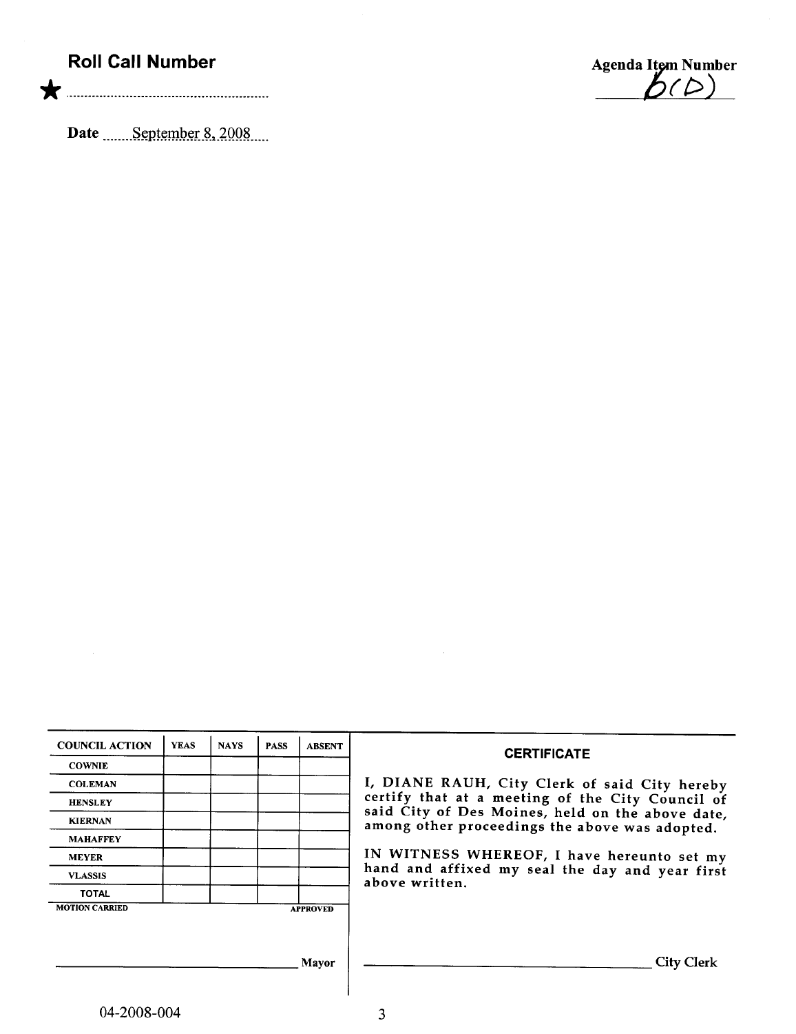**Roll Call Number**

★ ..........................................................

Date ......September 8, 2008.....

Agenda Item Number

6(D)

| COUNCIL ACTION | YEAS | NAYS | PASS | ABSENT |
|---|---|---|---|---|
| COWNIE | | | | |
| COLEMAN | | | | |
| HENSLEY | | | | |
| KIERNAN | | | | |
| MAHAFFEY | | | | |
| MEYER | | | | |
| VLASSIS | | | | |
| TOTAL | | | | |

MOTION CARRIED APPROVED

_______________________________ Mayor

**CERTIFICATE**

I, DIANE RAUH, City Clerk of said City hereby certify that at a meeting of the City Council of said City of Des Moines, held on the above date, among other proceedings the above was adopted.

IN WITNESS WHEREOF, I have hereunto set my hand and affixed my seal the day and year first above written.

_______________________________ City Clerk

04-2008-004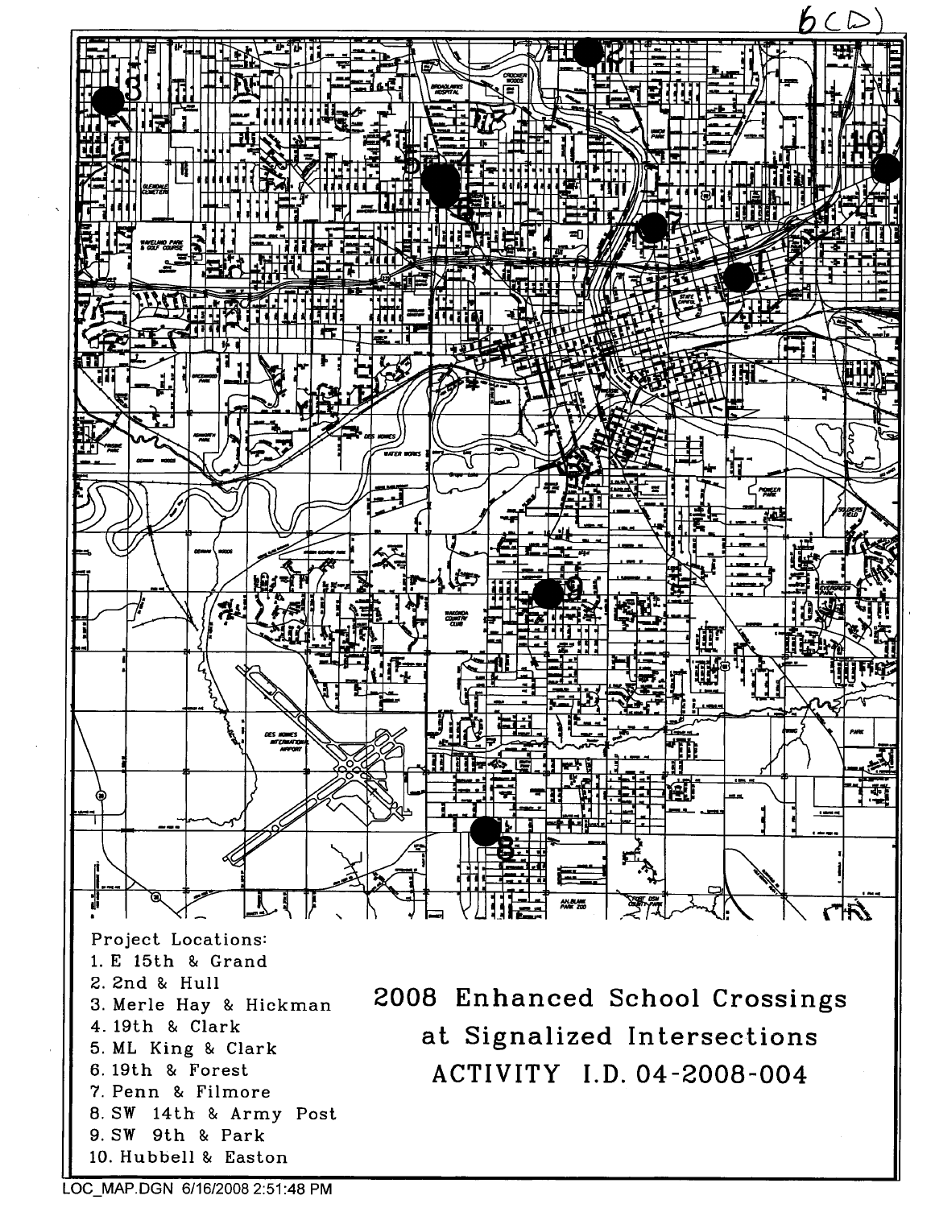6(D)

Project Locations:

1. E 15th & Grand
2. 2nd & Hull
3. Merle Hay & Hickman
4. 19th & Clark
5. ML King & Clark
6. 19th & Forest
7. Penn & Filmore
8. SW 14th & Army Post
9. SW 9th & Park
10. Hubbell & Easton

# 2008 Enhanced School Crossings at Signalized Intersections

## ACTIVITY I.D. 04-2008-004

LOC_MAP.DGN 6/16/2008 2:51:48 PM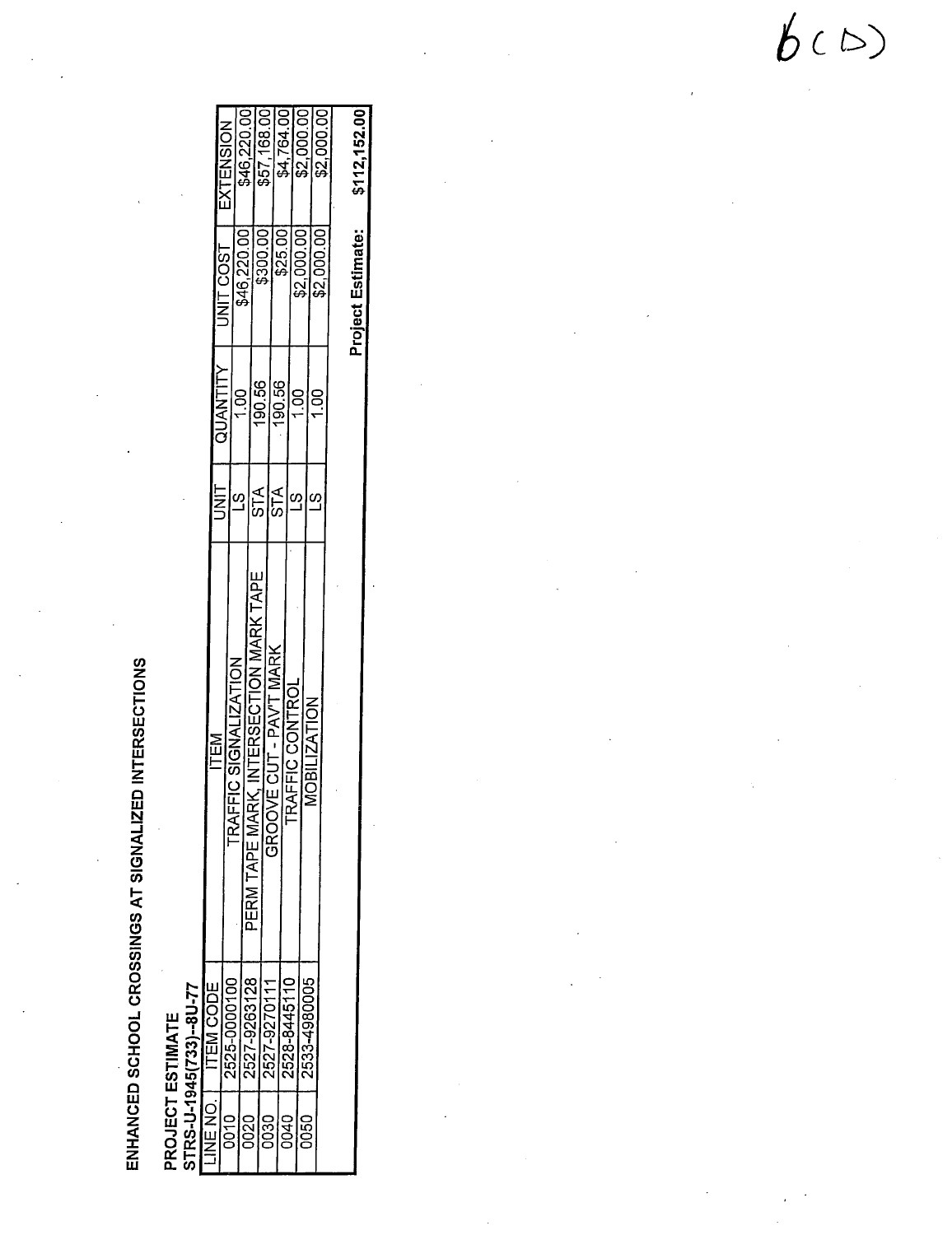6(D)

# ENHANCED SCHOOL CROSSINGS AT SIGNALIZED INTERSECTIONS

**PROJECT ESTIMATE**
**STRS-U-1945(733)--8U-77**

| LINE NO. | ITEM CODE | ITEM | UNIT | QUANTITY | UNIT COST | EXTENSION |
|---|---|---|---|---|---|---|
| 0010 | 2525-0000100 | TRAFFIC SIGNALIZATION | LS | 1.00 | $46,220.00 | $46,220.00 |
| 0020 | 2527-9263128 | PERM TAPE MARK, INTERSECTION MARK TAPE | STA | 190.56 | $300.00 | $57,168.00 |
| 0030 | 2527-9270111 | GROOVE CUT - PAV'T MARK | STA | 190.56 | $25.00 | $4,764.00 |
| 0040 | 2528-8445110 | TRAFFIC CONTROL | LS | 1.00 | $2,000.00 | $2,000.00 |
| 0050 | 2533-4980005 | MOBILIZATION | LS | 1.00 | $2,000.00 | $2,000.00 |
| | | | | | **Project Estimate:** | **$112,152.00** |